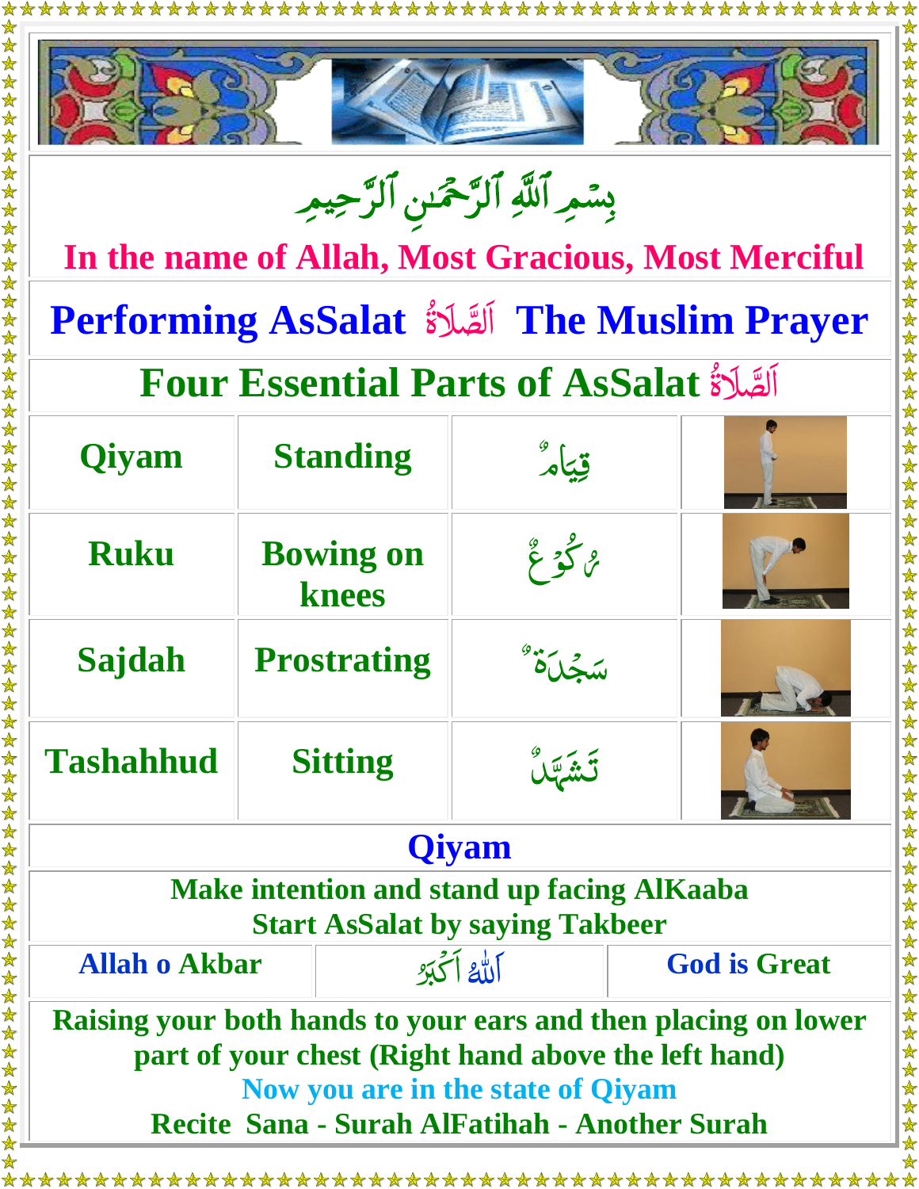بِسۡمِ ٱللَّهِ ٱلرَّحۡمَٰنِ ٱلرَّحِيمِ

**In the name of Allah, Most Gracious, Most Merciful**

# Performing AsSalat اَلصَّلَاةُ The Muslim Prayer

## Four Essential Parts of AsSalat اَلصَّلَاةُ

| Qiyam | Standing | قِيَامٌ | |
|---|---|---|---|
| Ruku | Bowing on knees | رُكُوعٌ | |
| Sajdah | Prostrating | سَجْدَةٌ | |
| Tashahhud | Sitting | تَشَهَّدٌ | |

## Qiyam

**Make intention and stand up facing AlKaaba**
**Start AsSalat by saying Takbeer**

| Allah o Akbar | اَللّٰهُ اَكْبَرُ | God is Great |
|---|---|---|

**Raising your both hands to your ears and then placing on lower part of your chest (Right hand above the left hand)**

**Now you are in the state of Qiyam**

**Recite Sana - Surah AlFatihah - Another Surah**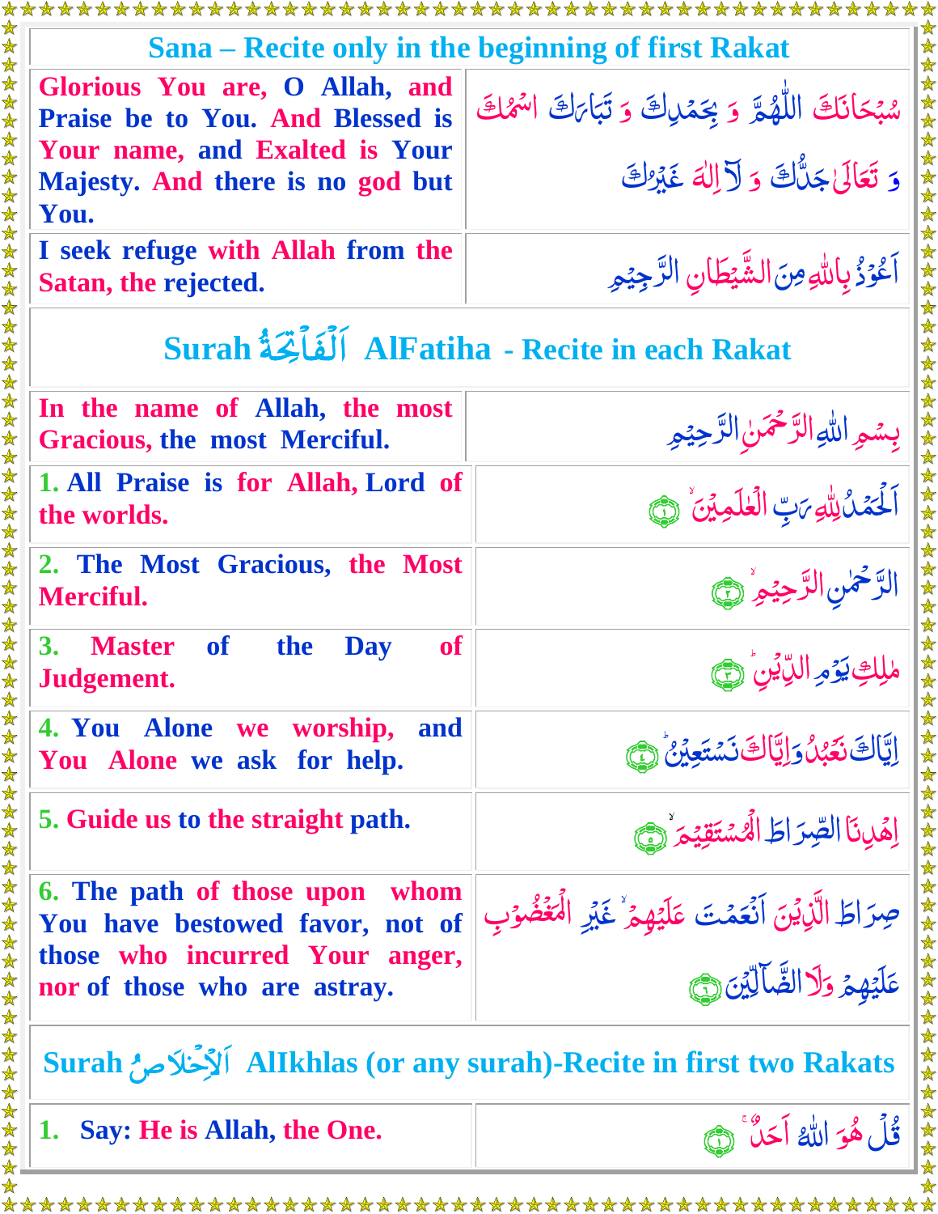## Sana – Recite only in the beginning of first Rakat

| | |
|---|---|
| Glorious You are, O Allah, and Praise be to You. And Blessed is Your name, and Exalted is Your Majesty. And there is no god but You. | سُبْحَانَكَ اللّٰهُمَّ وَ بِحَمْدِكَ وَ تَبَارَكَ اسْمُكَ وَ تَعَالَىٰ جَدُّكَ وَ لَآ اِلٰهَ غَيْرُكَ |
| I seek refuge with Allah from the Satan, the rejected. | اَعُوْذُ بِاللّٰهِ مِنَ الشَّيْطَانِ الرَّجِيْمِ |

## Surah اَلْفَاتِحَةُ AlFatiha - Recite in each Rakat

| | |
|---|---|
| In the name of Allah, the most Gracious, the most Merciful. | بِسْمِ اللّٰهِ الرَّحْمٰنِ الرَّحِيْمِ |
| 1. All Praise is for Allah, Lord of the worlds. | اَلْحَمْدُ لِلّٰهِ رَبِّ الْعٰلَمِيْنَ ۙ ﴿١﴾ |
| 2. The Most Gracious, the Most Merciful. | الرَّحْمٰنِ الرَّحِيْمِ ۙ ﴿٢﴾ |
| 3. Master of the Day of Judgement. | مٰلِكِ يَوْمِ الدِّيْنِ ؕ ﴿٣﴾ |
| 4. You Alone we worship, and You Alone we ask for help. | اِيَّاكَ نَعْبُدُ وَاِيَّاكَ نَسْتَعِيْنُ ؕ ﴿٤﴾ |
| 5. Guide us to the straight path. | اِهْدِنَا الصِّرَاطَ الْمُسْتَقِيْمَ ۙ ﴿٥﴾ |
| 6. The path of those upon whom You have bestowed favor, not of those who incurred Your anger, nor of those who are astray. | صِرَاطَ الَّذِيْنَ اَنْعَمْتَ عَلَيْهِمْ ۙ غَيْرِ الْمَغْضُوْبِ عَلَيْهِمْ وَلَا الضَّآلِّيْنَ ﴿٦﴾ |

## Surah اَلْاِخْلَاصُ AlIkhlas (or any surah)-Recite in first two Rakats

| | |
|---|---|
| 1. Say: He is Allah, the One. | قُلْ هُوَ اللّٰهُ اَحَدٌ ۚ ﴿١﴾ |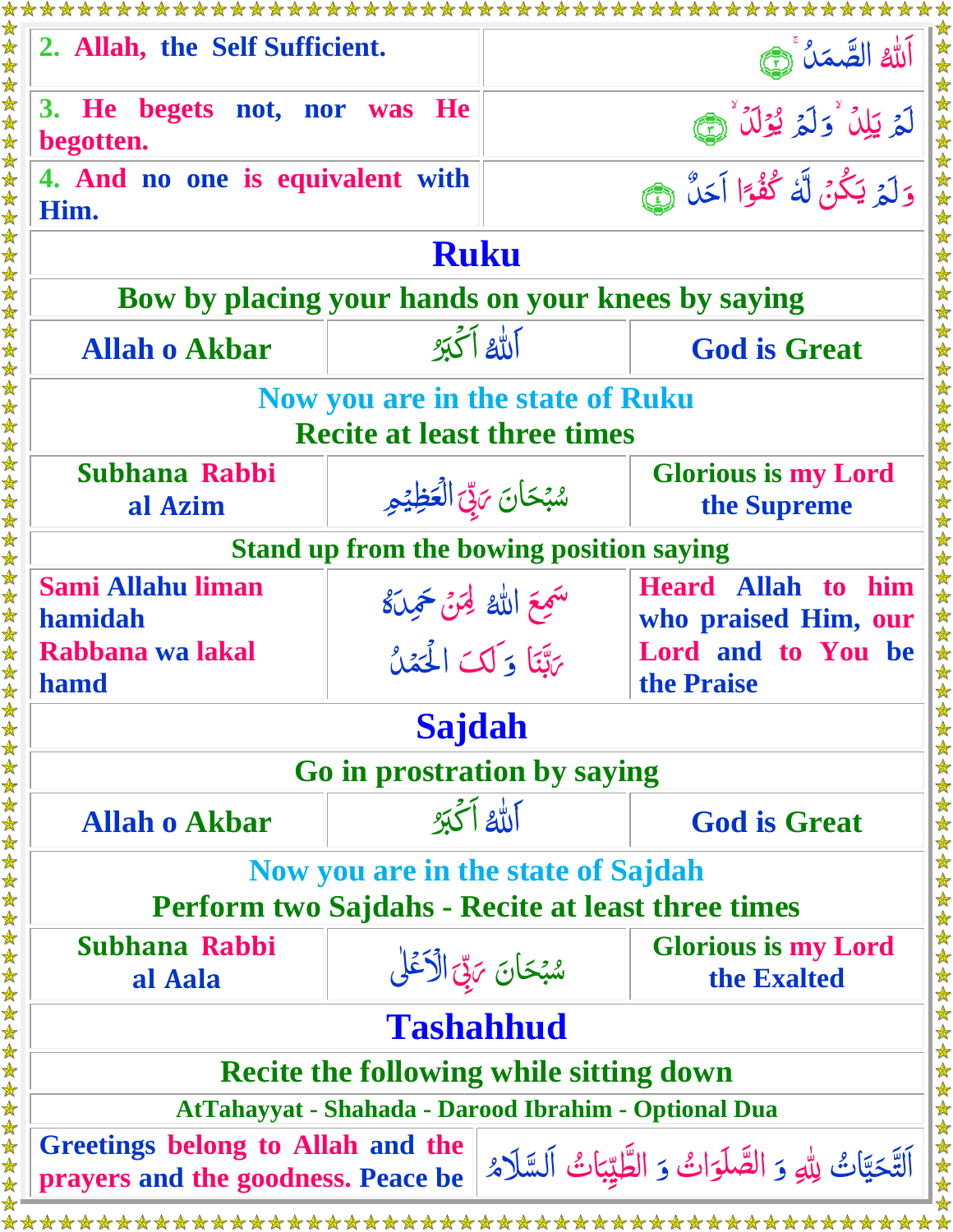| | |
|---|---|
| 2. Allah, the Self Sufficient. | اَللّٰهُ الصَّمَدُ ۚ ﴿٢﴾ |
| 3. He begets not, nor was He begotten. | لَمْ يَلِدْ ۙ وَلَمْ يُوْلَدْ ۙ ﴿٣﴾ |
| 4. And no one is equivalent with Him. | وَلَمْ يَكُنْ لَّهٗ كُفُوًا اَحَدٌ ﴿٤﴾ |

## Ruku

**Bow by placing your hands on your knees by saying**

| | | |
|---|---|---|
| Allah o Akbar | اَللّٰهُ اَكْبَرُ | God is Great |

**Now you are in the state of Ruku**
**Recite at least three times**

| | | |
|---|---|---|
| Subhana Rabbi al Azim | سُبْحَانَ رَبِّيَ الْعَظِيْمِ | Glorious is my Lord the Supreme |

**Stand up from the bowing position saying**

| | | |
|---|---|---|
| Sami Allahu liman hamidah Rabbana wa lakal hamd | سَمِعَ اللّٰهُ لِمَنْ حَمِدَهٗ رَبَّنَا وَ لَكَ الْحَمْدُ | Heard Allah to him who praised Him, our Lord and to You be the Praise |

## Sajdah

**Go in prostration by saying**

| | | |
|---|---|---|
| Allah o Akbar | اَللّٰهُ اَكْبَرُ | God is Great |

**Now you are in the state of Sajdah**
**Perform two Sajdahs - Recite at least three times**

| | | |
|---|---|---|
| Subhana Rabbi al Aala | سُبْحَانَ رَبِّيَ الْاَعْلٰى | Glorious is my Lord the Exalted |

## Tashahhud

**Recite the following while sitting down**

**AtTahayyat - Shahada - Darood Ibrahim - Optional Dua**

| | |
|---|---|
| Greetings belong to Allah and the prayers and the goodness. Peace be | اَلتَّحِيَّاتُ لِلّٰهِ وَ الصَّلَوَاتُ وَ الطَّيِّبَاتُ اَلسَّلَامُ |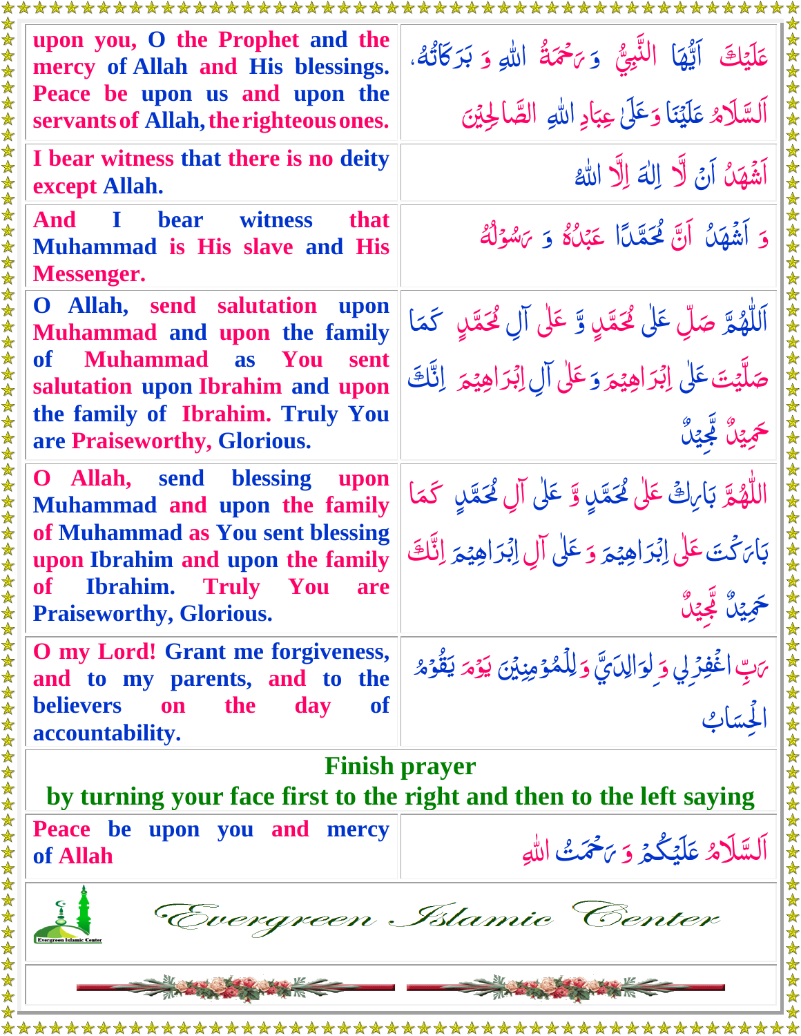| | |
|---|---|
| upon you, O the Prophet and the mercy of Allah and His blessings. Peace be upon us and upon the servants of Allah, the righteous ones. | عَلَيْكَ اَيُّهَا النَّبِيُّ وَ رَحْمَةُ اللهِ وَ بَرَكَاتُهُ، اَلسَّلَامُ عَلَيْنَا وَعَلٰى عِبَادِ اللهِ الصَّالِحِيْنَ |
| I bear witness that there is no deity except Allah. | اَشْهَدُ اَنْ لَّا اِلٰهَ اِلَّا اللهُ |
| And I bear witness that Muhammad is His slave and His Messenger. | وَ اَشْهَدُ اَنَّ مُحَمَّدًا عَبْدُهٗ وَ رَسُوْلُهٗ |
| O Allah, send salutation upon Muhammad and upon the family of Muhammad as You sent salutation upon Ibrahim and upon the family of Ibrahim. Truly You are Praiseworthy, Glorious. | اَللّٰهُمَّ صَلِّ عَلٰى مُحَمَّدٍ وَّ عَلٰى آلِ مُحَمَّدٍ كَمَا صَلَّيْتَ عَلٰى اِبْرَاهِيْمَ وَ عَلٰى آلِ اِبْرَاهِيْمَ اِنَّكَ حَمِيْدٌ مَّجِيْدٌ |
| O Allah, send blessing upon Muhammad and upon the family of Muhammad as You sent blessing upon Ibrahim and upon the family of Ibrahim. Truly You are Praiseworthy, Glorious. | اَللّٰهُمَّ بَارِكْ عَلٰى مُحَمَّدٍ وَّ عَلٰى آلِ مُحَمَّدٍ كَمَا بَارَكْتَ عَلٰى اِبْرَاهِيْمَ وَ عَلٰى آلِ اِبْرَاهِيْمَ اِنَّكَ حَمِيْدٌ مَّجِيْدٌ |
| O my Lord! Grant me forgiveness, and to my parents, and to the believers on the day of accountability. | رَبِّ اغْفِرْلِي وَ لِوَالِدَيَّ وَ لِلْمُؤْمِنِيْنَ يَوْمَ يَقُوْمُ الْحِسَابُ |

**Finish prayer**
**by turning your face first to the right and then to the left saying**

| | |
|---|---|
| Peace be upon you and mercy of Allah | اَلسَّلَامُ عَلَيْكُمْ وَ رَحْمَتُ اللهِ |

Evergreen Islamic Center